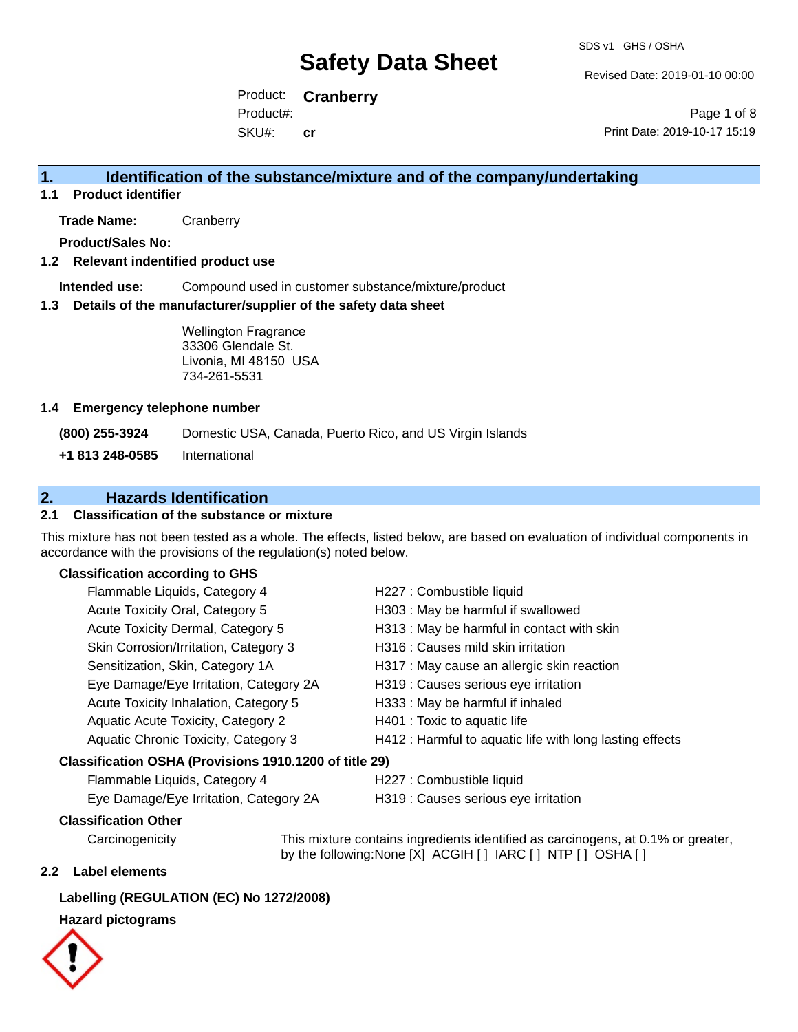# Safety Data Sheet

SDS v1 GHS / OSHA

Revised Date: 2019-01-10 00:00

Product: **Cranberry**
Product#:
SKU#: **cr**

Print Date: 2019-10-17 15:19

## 1. Identification of the substance/mixture and of the company/undertaking

### 1.1 Product identifier

**Trade Name:** Cranberry

**Product/Sales No:**

### 1.2 Relevant indentified product use

**Intended use:** Compound used in customer substance/mixture/product

### 1.3 Details of the manufacturer/supplier of the safety data sheet

Wellington Fragrance
33306 Glendale St.
Livonia, MI 48150 USA
734-261-5531

### 1.4 Emergency telephone number

**(800) 255-3924** Domestic USA, Canada, Puerto Rico, and US Virgin Islands

**+1 813 248-0585** International

## 2. Hazards Identification

### 2.1 Classification of the substance or mixture

This mixture has not been tested as a whole. The effects, listed below, are based on evaluation of individual components in accordance with the provisions of the regulation(s) noted below.

**Classification according to GHS**

| | |
|---|---|
| Flammable Liquids, Category 4 | H227 : Combustible liquid |
| Acute Toxicity Oral, Category 5 | H303 : May be harmful if swallowed |
| Acute Toxicity Dermal, Category 5 | H313 : May be harmful in contact with skin |
| Skin Corrosion/Irritation, Category 3 | H316 : Causes mild skin irritation |
| Sensitization, Skin, Category 1A | H317 : May cause an allergic skin reaction |
| Eye Damage/Eye Irritation, Category 2A | H319 : Causes serious eye irritation |
| Acute Toxicity Inhalation, Category 5 | H333 : May be harmful if inhaled |
| Aquatic Acute Toxicity, Category 2 | H401 : Toxic to aquatic life |
| Aquatic Chronic Toxicity, Category 3 | H412 : Harmful to aquatic life with long lasting effects |

**Classification OSHA (Provisions 1910.1200 of title 29)**

| | |
|---|---|
| Flammable Liquids, Category 4 | H227 : Combustible liquid |
| Eye Damage/Eye Irritation, Category 2A | H319 : Causes serious eye irritation |

**Classification Other**

Carcinogenicity: This mixture contains ingredients identified as carcinogens, at 0.1% or greater, by the following:None [X] ACGIH [ ] IARC [ ] NTP [ ] OSHA [ ]

### 2.2 Label elements

**Labelling (REGULATION (EC) No 1272/2008)**

**Hazard pictograms**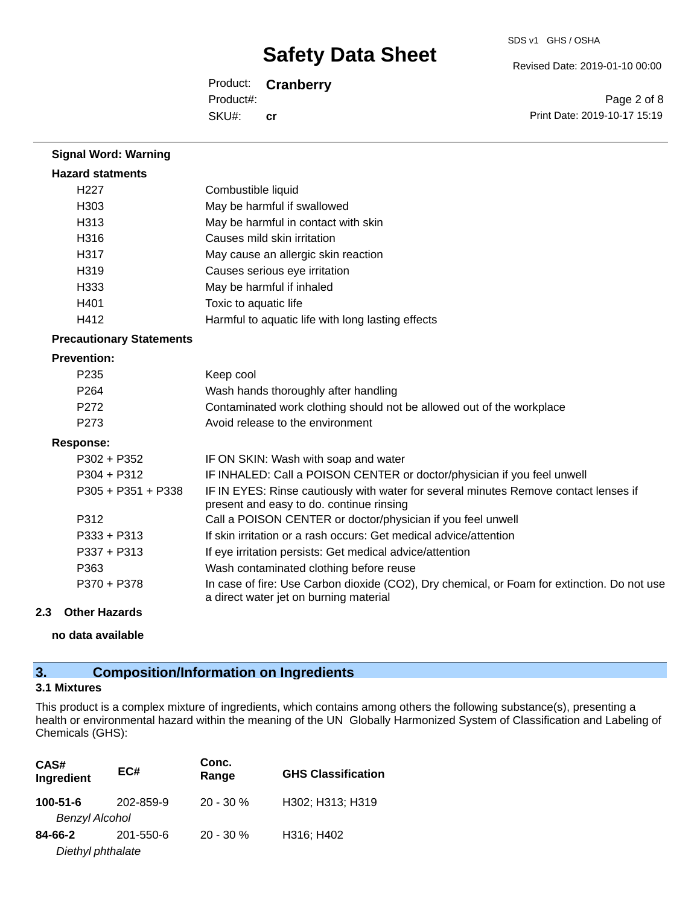**Signal Word: Warning**

**Hazard statments**

| | |
|---|---|
| H227 | Combustible liquid |
| H303 | May be harmful if swallowed |
| H313 | May be harmful in contact with skin |
| H316 | Causes mild skin irritation |
| H317 | May cause an allergic skin reaction |
| H319 | Causes serious eye irritation |
| H333 | May be harmful if inhaled |
| H401 | Toxic to aquatic life |
| H412 | Harmful to aquatic life with long lasting effects |

**Precautionary Statements**

**Prevention:**

| | |
|---|---|
| P235 | Keep cool |
| P264 | Wash hands thoroughly after handling |
| P272 | Contaminated work clothing should not be allowed out of the workplace |
| P273 | Avoid release to the environment |

**Response:**

| | |
|---|---|
| P302 + P352 | IF ON SKIN: Wash with soap and water |
| P304 + P312 | IF INHALED: Call a POISON CENTER or doctor/physician if you feel unwell |
| P305 + P351 + P338 | IF IN EYES: Rinse cautiously with water for several minutes Remove contact lenses if present and easy to do. continue rinsing |
| P312 | Call a POISON CENTER or doctor/physician if you feel unwell |
| P333 + P313 | If skin irritation or a rash occurs: Get medical advice/attention |
| P337 + P313 | If eye irritation persists: Get medical advice/attention |
| P363 | Wash contaminated clothing before reuse |
| P370 + P378 | In case of fire: Use Carbon dioxide ($CO_2$), Dry chemical, or Foam for extinction. Do not use a direct water jet on burning material |

**2.3 Other Hazards**

**no data available**

## 3. Composition/Information on Ingredients

**3.1 Mixtures**

This product is a complex mixture of ingredients, which contains among others the following substance(s), presenting a health or environmental hazard within the meaning of the UN Globally Harmonized System of Classification and Labeling of Chemicals (GHS):

| CAS# Ingredient | EC# | Conc. Range | GHS Classification |
|---|---|---|---|
| **100-51-6** *Benzyl Alcohol* | 202-859-9 | 20 - 30 % | H302; H313; H319 |
| **84-66-2** *Diethyl phthalate* | 201-550-6 | 20 - 30 % | H316; H402 |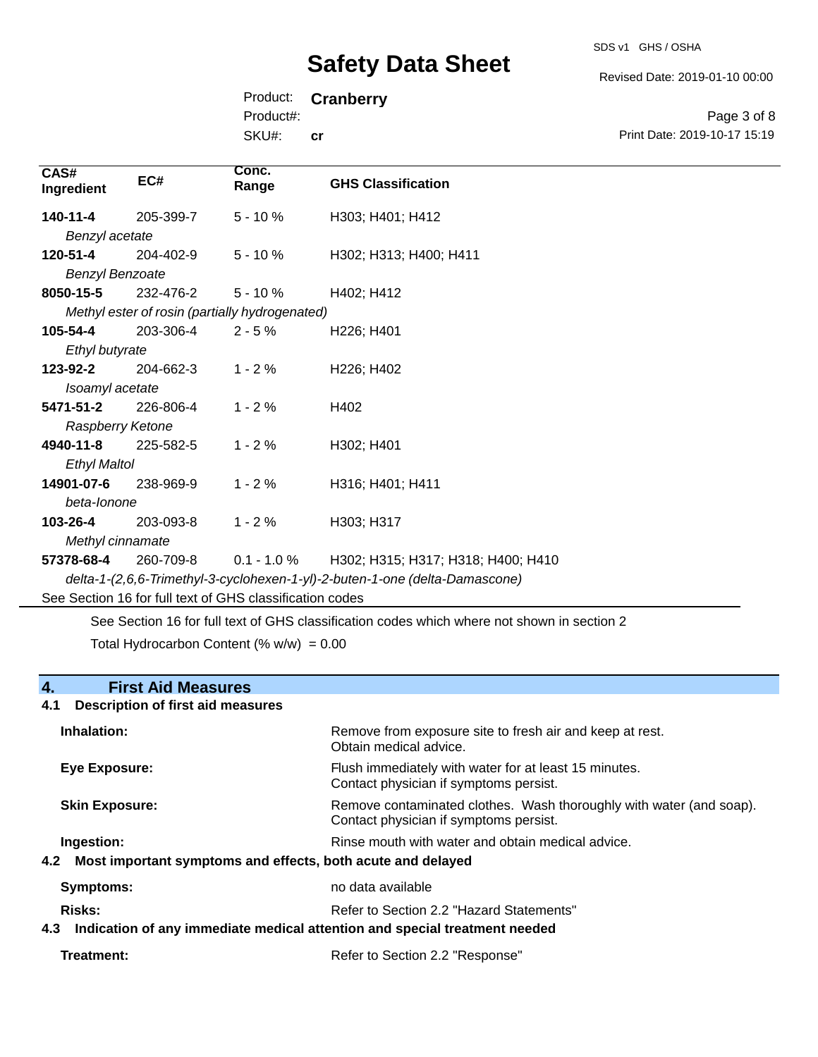| CAS# Ingredient | EC# | Conc. Range | GHS Classification |
|---|---|---|---|
| **140-11-4** | 205-399-7 | 5 - 10 % | H303; H401; H412 |
| *Benzyl acetate* | | | |
| **120-51-4** | 204-402-9 | 5 - 10 % | H302; H313; H400; H411 |
| *Benzyl Benzoate* | | | |
| **8050-15-5** | 232-476-2 | 5 - 10 % | H402; H412 |
| *Methyl ester of rosin (partially hydrogenated)* | | | |
| **105-54-4** | 203-306-4 | 2 - 5 % | H226; H401 |
| *Ethyl butyrate* | | | |
| **123-92-2** | 204-662-3 | 1 - 2 % | H226; H402 |
| *Isoamyl acetate* | | | |
| **5471-51-2** | 226-806-4 | 1 - 2 % | H402 |
| *Raspberry Ketone* | | | |
| **4940-11-8** | 225-582-5 | 1 - 2 % | H302; H401 |
| *Ethyl Maltol* | | | |
| **14901-07-6** | 238-969-9 | 1 - 2 % | H316; H401; H411 |
| *beta-Ionone* | | | |
| **103-26-4** | 203-093-8 | 1 - 2 % | H303; H317 |
| *Methyl cinnamate* | | | |
| **57378-68-4** | 260-709-8 | 0.1 - 1.0 % | H302; H315; H317; H318; H400; H410 |
| *delta-1-(2,6,6-Trimethyl-3-cyclohexen-1-yl)-2-buten-1-one (delta-Damascone)* | | | |

See Section 16 for full text of GHS classification codes

See Section 16 for full text of GHS classification codes which where not shown in section 2

Total Hydrocarbon Content (% w/w) = 0.00

## 4. First Aid Measures

### 4.1 Description of first aid measures

**Inhalation:** Remove from exposure site to fresh air and keep at rest. Obtain medical advice.

**Eye Exposure:** Flush immediately with water for at least 15 minutes. Contact physician if symptoms persist.

**Skin Exposure:** Remove contaminated clothes. Wash thoroughly with water (and soap). Contact physician if symptoms persist.

**Ingestion:** Rinse mouth with water and obtain medical advice.

### 4.2 Most important symptoms and effects, both acute and delayed

**Symptoms:** no data available

**Risks:** Refer to Section 2.2 "Hazard Statements"

### 4.3 Indication of any immediate medical attention and special treatment needed

**Treatment:** Refer to Section 2.2 "Response"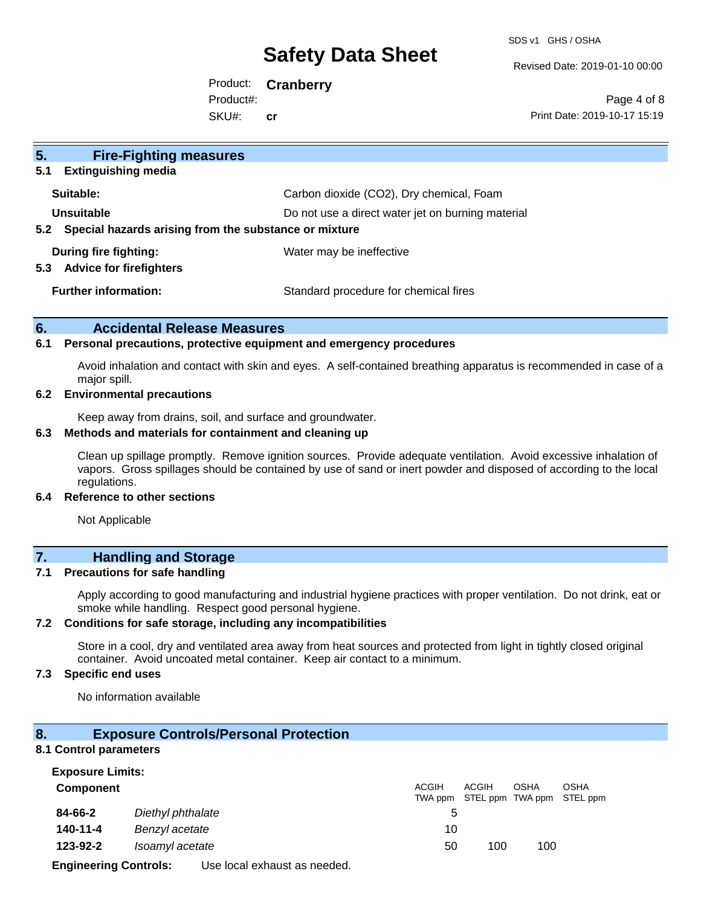## 5. Fire-Fighting measures

### 5.1 Extinguishing media

**Suitable:** Carbon dioxide ($CO_2$), Dry chemical, Foam

**Unsuitable** Do not use a direct water jet on burning material

### 5.2 Special hazards arising from the substance or mixture

**During fire fighting:** Water may be ineffective

### 5.3 Advice for firefighters

**Further information:** Standard procedure for chemical fires

## 6. Accidental Release Measures

### 6.1 Personal precautions, protective equipment and emergency procedures

Avoid inhalation and contact with skin and eyes. A self-contained breathing apparatus is recommended in case of a major spill.

### 6.2 Environmental precautions

Keep away from drains, soil, and surface and groundwater.

### 6.3 Methods and materials for containment and cleaning up

Clean up spillage promptly. Remove ignition sources. Provide adequate ventilation. Avoid excessive inhalation of vapors. Gross spillages should be contained by use of sand or inert powder and disposed of according to the local regulations.

### 6.4 Reference to other sections

Not Applicable

## 7. Handling and Storage

### 7.1 Precautions for safe handling

Apply according to good manufacturing and industrial hygiene practices with proper ventilation. Do not drink, eat or smoke while handling. Respect good personal hygiene.

### 7.2 Conditions for safe storage, including any incompatibilities

Store in a cool, dry and ventilated area away from heat sources and protected from light in tightly closed original container. Avoid uncoated metal container. Keep air contact to a minimum.

### 7.3 Specific end uses

No information available

## 8. Exposure Controls/Personal Protection

### 8.1 Control parameters

**Exposure Limits:**

| Component | | ACGIH TWA ppm | ACGIH STEL ppm | OSHA TWA ppm | OSHA STEL ppm |
|---|---|---|---|---|---|
| **84-66-2** | *Diethyl phthalate* | 5 | | | |
| **140-11-4** | *Benzyl acetate* | 10 | | | |
| **123-92-2** | *Isoamyl acetate* | 50 | 100 | 100 | |

**Engineering Controls:** Use local exhaust as needed.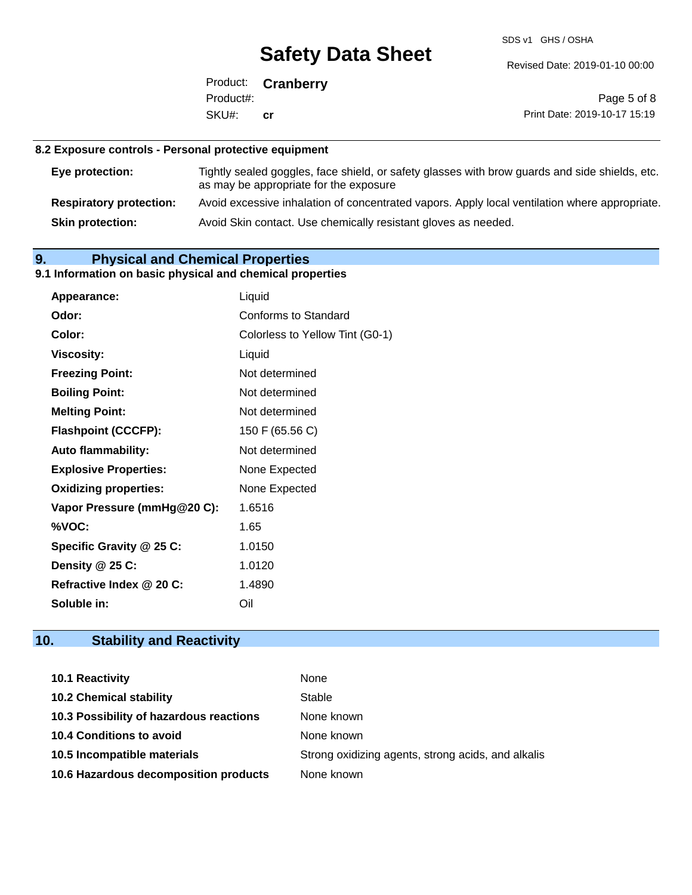### 8.2 Exposure controls - Personal protective equipment

| | |
|---|---|
| **Eye protection:** | Tightly sealed goggles, face shield, or safety glasses with brow guards and side shields, etc. as may be appropriate for the exposure |
| **Respiratory protection:** | Avoid excessive inhalation of concentrated vapors. Apply local ventilation where appropriate. |
| **Skin protection:** | Avoid Skin contact. Use chemically resistant gloves as needed. |

## 9. Physical and Chemical Properties

### 9.1 Information on basic physical and chemical properties

| | |
|---|---|
| **Appearance:** | Liquid |
| **Odor:** | Conforms to Standard |
| **Color:** | Colorless to Yellow Tint (G0-1) |
| **Viscosity:** | Liquid |
| **Freezing Point:** | Not determined |
| **Boiling Point:** | Not determined |
| **Melting Point:** | Not determined |
| **Flashpoint (CCCFP):** | 150 F (65.56 C) |
| **Auto flammability:** | Not determined |
| **Explosive Properties:** | None Expected |
| **Oxidizing properties:** | None Expected |
| **Vapor Pressure (mmHg@20 C):** | 1.6516 |
| **%VOC:** | 1.65 |
| **Specific Gravity @ 25 C:** | 1.0150 |
| **Density @ 25 C:** | 1.0120 |
| **Refractive Index @ 20 C:** | 1.4890 |
| **Soluble in:** | Oil |

## 10. Stability and Reactivity

| | |
|---|---|
| **10.1 Reactivity** | None |
| **10.2 Chemical stability** | Stable |
| **10.3 Possibility of hazardous reactions** | None known |
| **10.4 Conditions to avoid** | None known |
| **10.5 Incompatible materials** | Strong oxidizing agents, strong acids, and alkalis |
| **10.6 Hazardous decomposition products** | None known |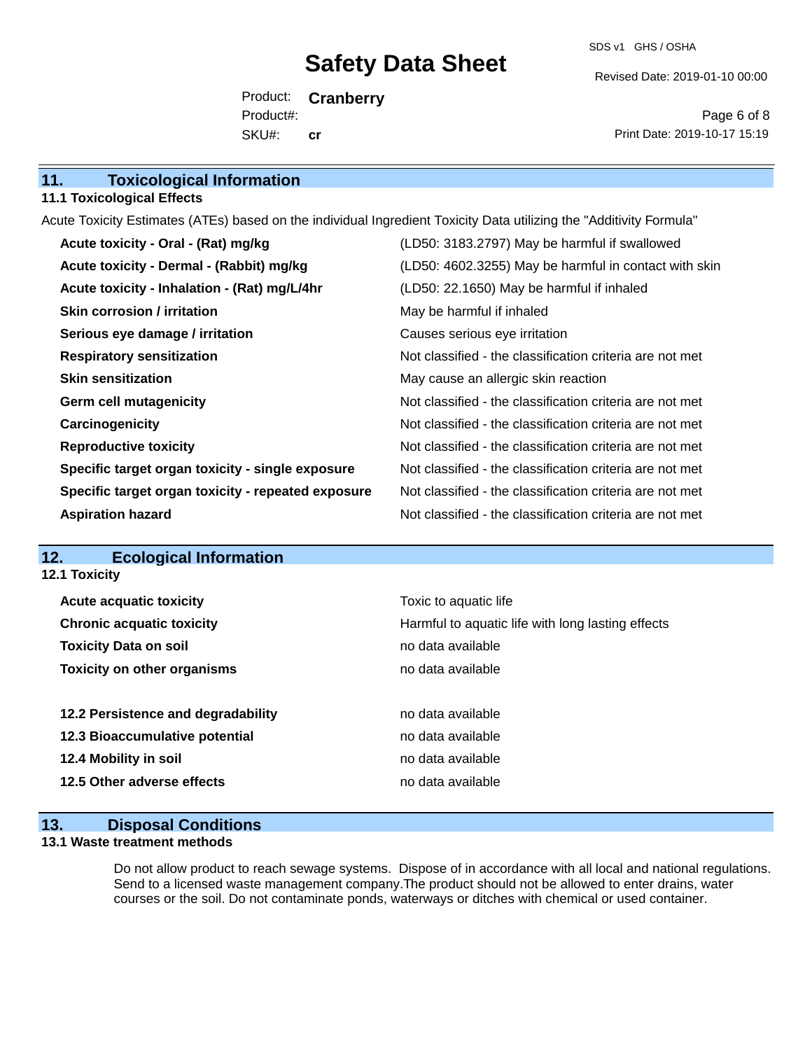## 11. Toxicological Information

### 11.1 Toxicological Effects

Acute Toxicity Estimates (ATEs) based on the individual Ingredient Toxicity Data utilizing the "Additivity Formula"

| | |
|---|---|
| **Acute toxicity - Oral - (Rat) mg/kg** | (LD50: 3183.2797) May be harmful if swallowed |
| **Acute toxicity - Dermal - (Rabbit) mg/kg** | (LD50: 4602.3255) May be harmful in contact with skin |
| **Acute toxicity - Inhalation - (Rat) mg/L/4hr** | (LD50: 22.1650) May be harmful if inhaled |
| **Skin corrosion / irritation** | May be harmful if inhaled |
| **Serious eye damage / irritation** | Causes serious eye irritation |
| **Respiratory sensitization** | Not classified - the classification criteria are not met |
| **Skin sensitization** | May cause an allergic skin reaction |
| **Germ cell mutagenicity** | Not classified - the classification criteria are not met |
| **Carcinogenicity** | Not classified - the classification criteria are not met |
| **Reproductive toxicity** | Not classified - the classification criteria are not met |
| **Specific target organ toxicity - single exposure** | Not classified - the classification criteria are not met |
| **Specific target organ toxicity - repeated exposure** | Not classified - the classification criteria are not met |
| **Aspiration hazard** | Not classified - the classification criteria are not met |

## 12. Ecological Information

### 12.1 Toxicity

| | |
|---|---|
| **Acute acquatic toxicity** | Toxic to aquatic life |
| **Chronic acquatic toxicity** | Harmful to aquatic life with long lasting effects |
| **Toxicity Data on soil** | no data available |
| **Toxicity on other organisms** | no data available |

| | |
|---|---|
| **12.2 Persistence and degradability** | no data available |
| **12.3 Bioaccumulative potential** | no data available |
| **12.4 Mobility in soil** | no data available |
| **12.5 Other adverse effects** | no data available |

## 13. Disposal Conditions

### 13.1 Waste treatment methods

Do not allow product to reach sewage systems. Dispose of in accordance with all local and national regulations. Send to a licensed waste management company.The product should not be allowed to enter drains, water courses or the soil. Do not contaminate ponds, waterways or ditches with chemical or used container.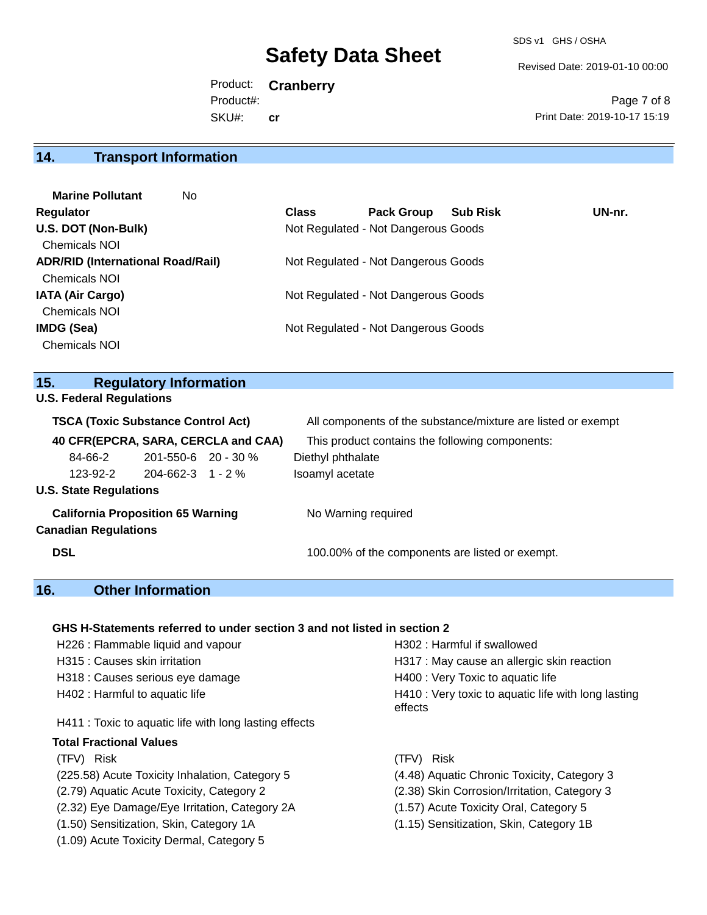## 14. Transport Information

**Marine Pollutant** No

| Regulator | Class | Pack Group | Sub Risk | UN-nr. |
|---|---|---|---|---|
| **U.S. DOT (Non-Bulk)** | Not Regulated - Not Dangerous Goods | | | |
| Chemicals NOI | | | | |
| **ADR/RID (International Road/Rail)** | Not Regulated - Not Dangerous Goods | | | |
| Chemicals NOI | | | | |
| **IATA (Air Cargo)** | Not Regulated - Not Dangerous Goods | | | |
| Chemicals NOI | | | | |
| **IMDG (Sea)** | Not Regulated - Not Dangerous Goods | | | |
| Chemicals NOI | | | | |

## 15. Regulatory Information

**U.S. Federal Regulations**

**TSCA (Toxic Substance Control Act)** All components of the substance/mixture are listed or exempt

**40 CFR(EPCRA, SARA, CERCLA and CAA)** This product contains the following components:

| CAS | EC | % | Name |
|---|---|---|---|
| 84-66-2 | 201-550-6 | 20 - 30 % | Diethyl phthalate |
| 123-92-2 | 204-662-3 | 1 - 2 % | Isoamyl acetate |

**U.S. State Regulations**

**California Proposition 65 Warning** No Warning required

**Canadian Regulations**

**DSL** 100.00% of the components are listed or exempt.

## 16. Other Information

**GHS H-Statements referred to under section 3 and not listed in section 2**

H226 : Flammable liquid and vapour
H315 : Causes skin irritation
H318 : Causes serious eye damage
H402 : Harmful to aquatic life
H302 : Harmful if swallowed
H317 : May cause an allergic skin reaction
H400 : Very Toxic to aquatic life
H410 : Very toxic to aquatic life with long lasting effects
H411 : Toxic to aquatic life with long lasting effects

**Total Fractional Values**

| (TFV) | Risk |
|---|---|
| (225.58) | Acute Toxicity Inhalation, Category 5 |
| (2.79) | Aquatic Acute Toxicity, Category 2 |
| (2.32) | Eye Damage/Eye Irritation, Category 2A |
| (1.50) | Sensitization, Skin, Category 1A |
| (1.09) | Acute Toxicity Dermal, Category 5 |
| (4.48) | Aquatic Chronic Toxicity, Category 3 |
| (2.38) | Skin Corrosion/Irritation, Category 3 |
| (1.57) | Acute Toxicity Oral, Category 5 |
| (1.15) | Sensitization, Skin, Category 1B |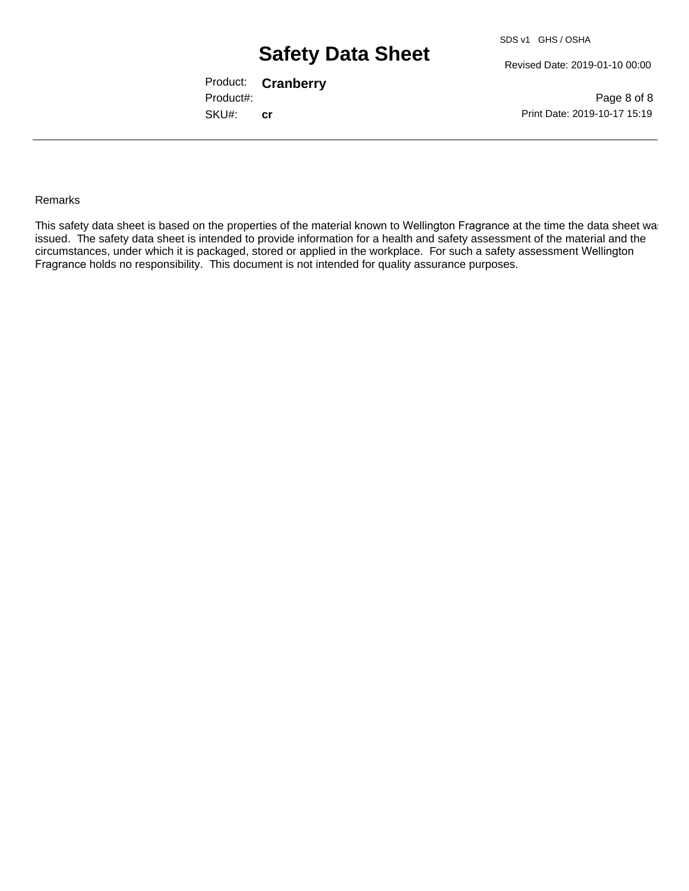Remarks

This safety data sheet is based on the properties of the material known to Wellington Fragrance at the time the data sheet was issued. The safety data sheet is intended to provide information for a health and safety assessment of the material and the circumstances, under which it is packaged, stored or applied in the workplace. For such a safety assessment Wellington Fragrance holds no responsibility. This document is not intended for quality assurance purposes.